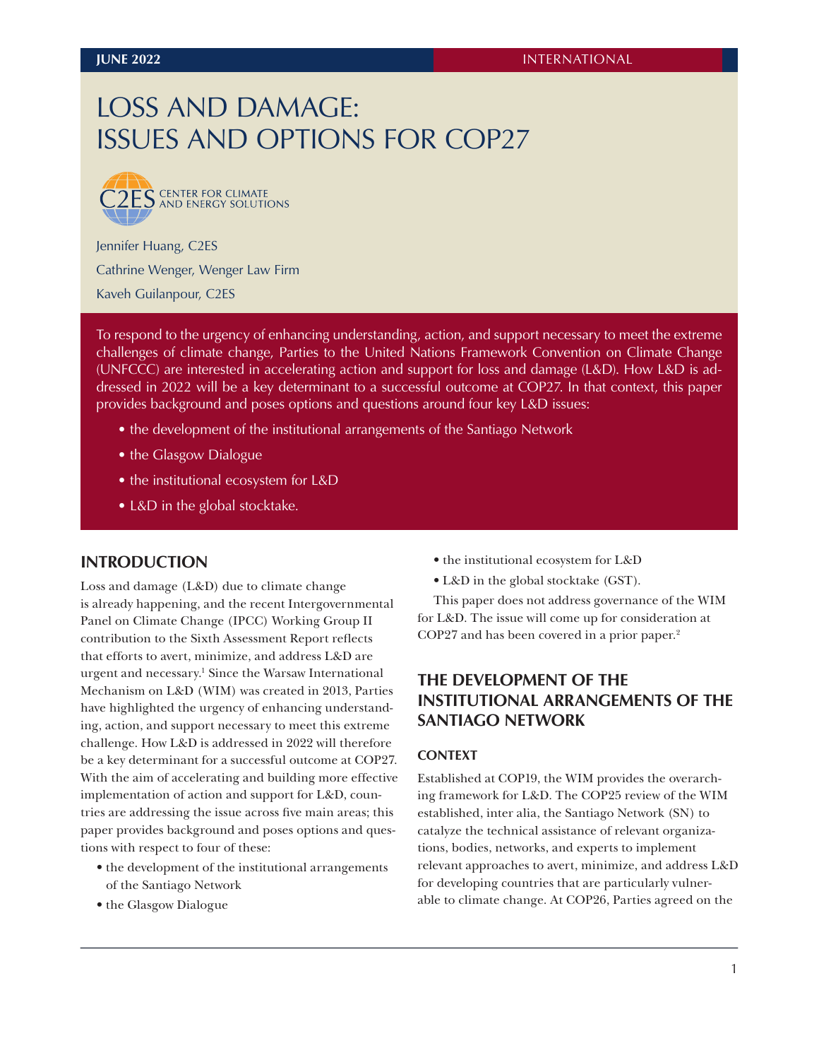JUNE 2022 INTERNATIONAL

# LOSS AND DAMAGE: ISSUES AND OPTIONS FOR COP27

C2ES CENTER FOR CLIMATE AND ENERGY SOLUTIONS

Jennifer Huang, C2ES

Cathrine Wenger, Wenger Law Firm

Kaveh Guilanpour, C2ES

To respond to the urgency of enhancing understanding, action, and support necessary to meet the extreme challenges of climate change, Parties to the United Nations Framework Convention on Climate Change (UNFCCC) are interested in accelerating action and support for loss and damage (L&D). How L&D is addressed in 2022 will be a key determinant to a successful outcome at COP27. In that context, this paper provides background and poses options and questions around four key L&D issues:

- the development of the institutional arrangements of the Santiago Network
- the Glasgow Dialogue
- the institutional ecosystem for L&D
- L&D in the global stocktake.

## INTRODUCTION

Loss and damage (L&D) due to climate change is already happening, and the recent Intergovernmental Panel on Climate Change (IPCC) Working Group II contribution to the Sixth Assessment Report reflects that efforts to avert, minimize, and address L&D are urgent and necessary.[1] Since the Warsaw International Mechanism on L&D (WIM) was created in 2013, Parties have highlighted the urgency of enhancing understanding, action, and support necessary to meet this extreme challenge. How L&D is addressed in 2022 will therefore be a key determinant for a successful outcome at COP27. With the aim of accelerating and building more effective implementation of action and support for L&D, countries are addressing the issue across five main areas; this paper provides background and poses options and questions with respect to four of these:

- the development of the institutional arrangements of the Santiago Network
- the Glasgow Dialogue
- the institutional ecosystem for L&D
- L&D in the global stocktake (GST).

This paper does not address governance of the WIM for L&D. The issue will come up for consideration at COP27 and has been covered in a prior paper.[2]

## THE DEVELOPMENT OF THE INSTITUTIONAL ARRANGEMENTS OF THE SANTIAGO NETWORK

### CONTEXT

Established at COP19, the WIM provides the overarching framework for L&D. The COP25 review of the WIM established, inter alia, the Santiago Network (SN) to catalyze the technical assistance of relevant organizations, bodies, networks, and experts to implement relevant approaches to avert, minimize, and address L&D for developing countries that are particularly vulnerable to climate change. At COP26, Parties agreed on the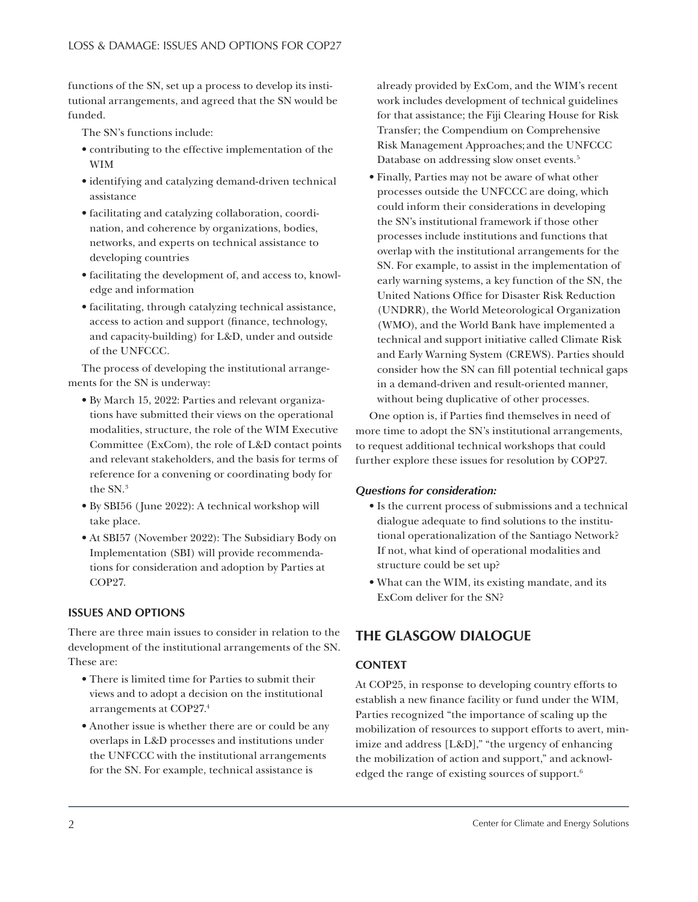functions of the SN, set up a process to develop its institutional arrangements, and agreed that the SN would be funded.

The SN's functions include:

- contributing to the effective implementation of the WIM
- identifying and catalyzing demand-driven technical assistance
- facilitating and catalyzing collaboration, coordination, and coherence by organizations, bodies, networks, and experts on technical assistance to developing countries
- facilitating the development of, and access to, knowledge and information
- facilitating, through catalyzing technical assistance, access to action and support (finance, technology, and capacity-building) for L&D, under and outside of the UNFCCC.

The process of developing the institutional arrangements for the SN is underway:

- By March 15, 2022: Parties and relevant organizations have submitted their views on the operational modalities, structure, the role of the WIM Executive Committee (ExCom), the role of L&D contact points and relevant stakeholders, and the basis for terms of reference for a convening or coordinating body for the SN.[3]
- By SBI56 (June 2022): A technical workshop will take place.
- At SBI57 (November 2022): The Subsidiary Body on Implementation (SBI) will provide recommendations for consideration and adoption by Parties at COP27.

### ISSUES AND OPTIONS

There are three main issues to consider in relation to the development of the institutional arrangements of the SN. These are:

- There is limited time for Parties to submit their views and to adopt a decision on the institutional arrangements at COP27.[4]
- Another issue is whether there are or could be any overlaps in L&D processes and institutions under the UNFCCC with the institutional arrangements for the SN. For example, technical assistance is already provided by ExCom, and the WIM's recent work includes development of technical guidelines for that assistance; the Fiji Clearing House for Risk Transfer; the Compendium on Comprehensive Risk Management Approaches; and the UNFCCC Database on addressing slow onset events.[5]
- Finally, Parties may not be aware of what other processes outside the UNFCCC are doing, which could inform their considerations in developing the SN's institutional framework if those other processes include institutions and functions that overlap with the institutional arrangements for the SN. For example, to assist in the implementation of early warning systems, a key function of the SN, the United Nations Office for Disaster Risk Reduction (UNDRR), the World Meteorological Organization (WMO), and the World Bank have implemented a technical and support initiative called Climate Risk and Early Warning System (CREWS). Parties should consider how the SN can fill potential technical gaps in a demand-driven and result-oriented manner, without being duplicative of other processes.

One option is, if Parties find themselves in need of more time to adopt the SN's institutional arrangements, to request additional technical workshops that could further explore these issues for resolution by COP27.

***Questions for consideration:***

- Is the current process of submissions and a technical dialogue adequate to find solutions to the institutional operationalization of the Santiago Network? If not, what kind of operational modalities and structure could be set up?
- What can the WIM, its existing mandate, and its ExCom deliver for the SN?

## THE GLASGOW DIALOGUE

### CONTEXT

At COP25, in response to developing country efforts to establish a new finance facility or fund under the WIM, Parties recognized "the importance of scaling up the mobilization of resources to support efforts to avert, minimize and address [L&D]," "the urgency of enhancing the mobilization of action and support," and acknowledged the range of existing sources of support.[6]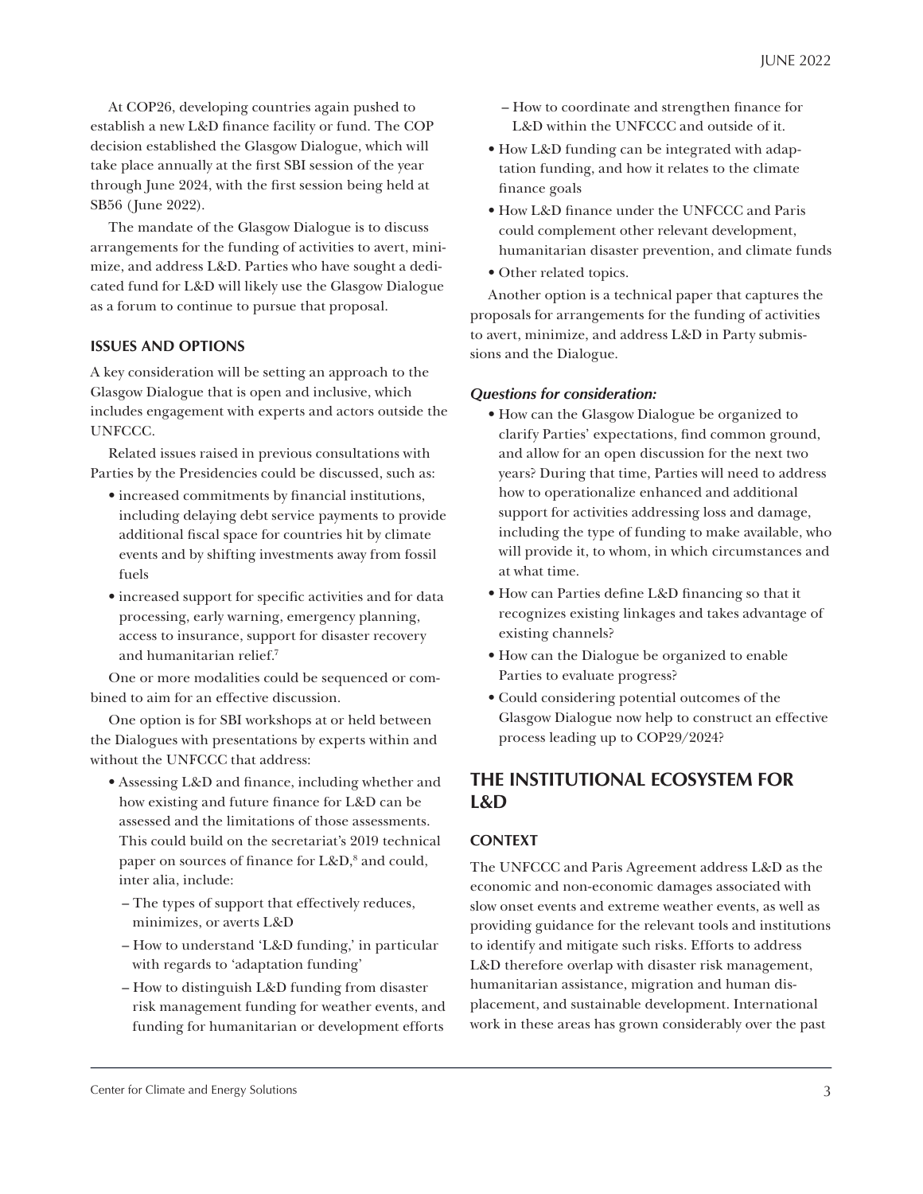At COP26, developing countries again pushed to establish a new L&D finance facility or fund. The COP decision established the Glasgow Dialogue, which will take place annually at the first SBI session of the year through June 2024, with the first session being held at SB56 (June 2022).

The mandate of the Glasgow Dialogue is to discuss arrangements for the funding of activities to avert, minimize, and address L&D. Parties who have sought a dedicated fund for L&D will likely use the Glasgow Dialogue as a forum to continue to pursue that proposal.

### ISSUES AND OPTIONS

A key consideration will be setting an approach to the Glasgow Dialogue that is open and inclusive, which includes engagement with experts and actors outside the UNFCCC.

Related issues raised in previous consultations with Parties by the Presidencies could be discussed, such as:

- increased commitments by financial institutions, including delaying debt service payments to provide additional fiscal space for countries hit by climate events and by shifting investments away from fossil fuels
- increased support for specific activities and for data processing, early warning, emergency planning, access to insurance, support for disaster recovery and humanitarian relief.[7]

One or more modalities could be sequenced or combined to aim for an effective discussion.

One option is for SBI workshops at or held between the Dialogues with presentations by experts within and without the UNFCCC that address:

- Assessing L&D and finance, including whether and how existing and future finance for L&D can be assessed and the limitations of those assessments. This could build on the secretariat's 2019 technical paper on sources of finance for L&D,[8] and could, inter alia, include:
  - The types of support that effectively reduces, minimizes, or averts L&D
  - How to understand 'L&D funding,' in particular with regards to 'adaptation funding'
  - How to distinguish L&D funding from disaster risk management funding for weather events, and funding for humanitarian or development efforts
  - How to coordinate and strengthen finance for L&D within the UNFCCC and outside of it.
- How L&D funding can be integrated with adaptation funding, and how it relates to the climate finance goals
- How L&D finance under the UNFCCC and Paris could complement other relevant development, humanitarian disaster prevention, and climate funds
- Other related topics.

Another option is a technical paper that captures the proposals for arrangements for the funding of activities to avert, minimize, and address L&D in Party submissions and the Dialogue.

#### *Questions for consideration:*

- How can the Glasgow Dialogue be organized to clarify Parties' expectations, find common ground, and allow for an open discussion for the next two years? During that time, Parties will need to address how to operationalize enhanced and additional support for activities addressing loss and damage, including the type of funding to make available, who will provide it, to whom, in which circumstances and at what time.
- How can Parties define L&D financing so that it recognizes existing linkages and takes advantage of existing channels?
- How can the Dialogue be organized to enable Parties to evaluate progress?
- Could considering potential outcomes of the Glasgow Dialogue now help to construct an effective process leading up to COP29/2024?

## THE INSTITUTIONAL ECOSYSTEM FOR L&D

### CONTEXT

The UNFCCC and Paris Agreement address L&D as the economic and non-economic damages associated with slow onset events and extreme weather events, as well as providing guidance for the relevant tools and institutions to identify and mitigate such risks. Efforts to address L&D therefore overlap with disaster risk management, humanitarian assistance, migration and human displacement, and sustainable development. International work in these areas has grown considerably over the past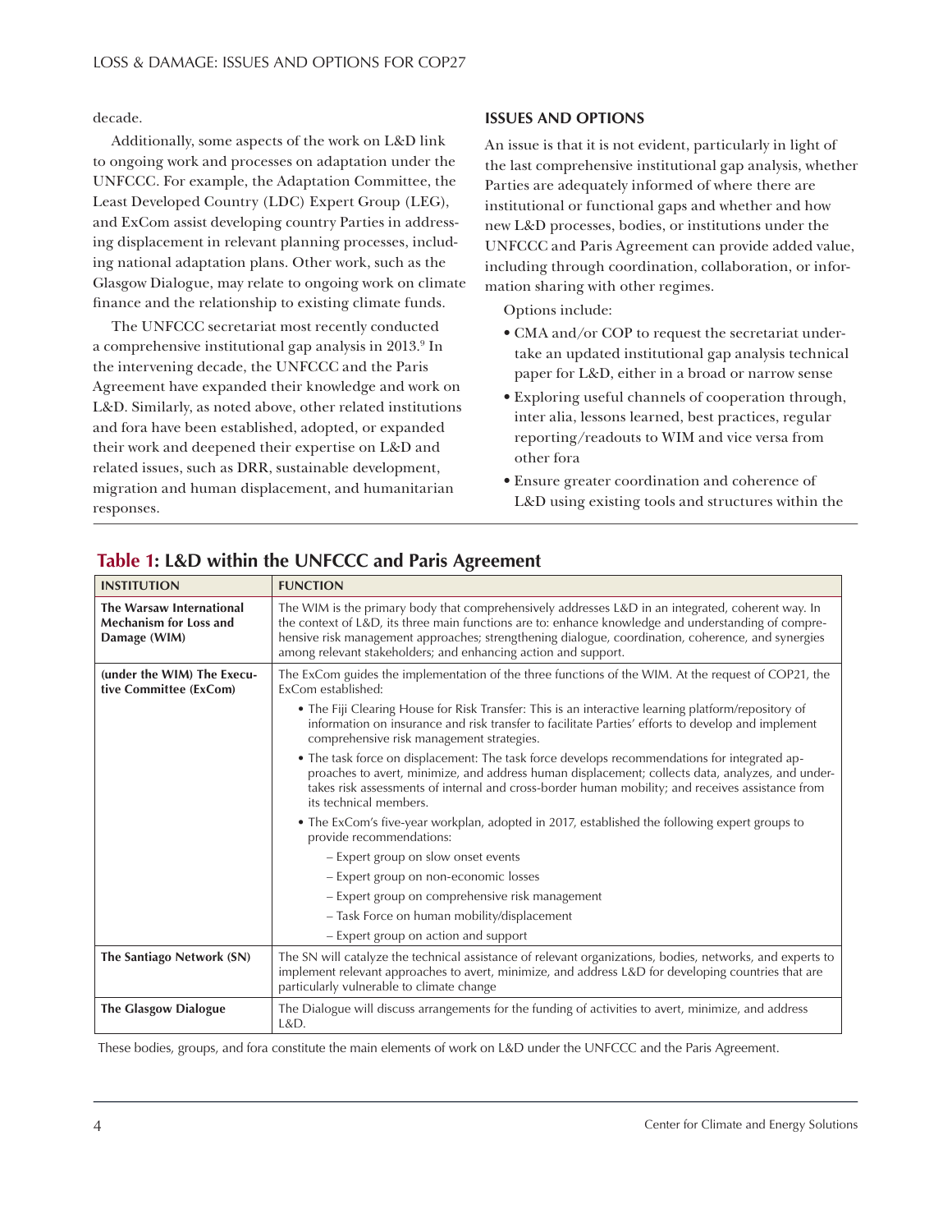decade.

Additionally, some aspects of the work on L&D link to ongoing work and processes on adaptation under the UNFCCC. For example, the Adaptation Committee, the Least Developed Country (LDC) Expert Group (LEG), and ExCom assist developing country Parties in addressing displacement in relevant planning processes, including national adaptation plans. Other work, such as the Glasgow Dialogue, may relate to ongoing work on climate finance and the relationship to existing climate funds.

The UNFCCC secretariat most recently conducted a comprehensive institutional gap analysis in 2013.[9] In the intervening decade, the UNFCCC and the Paris Agreement have expanded their knowledge and work on L&D. Similarly, as noted above, other related institutions and fora have been established, adopted, or expanded their work and deepened their expertise on L&D and related issues, such as DRR, sustainable development, migration and human displacement, and humanitarian responses.

### ISSUES AND OPTIONS

An issue is that it is not evident, particularly in light of the last comprehensive institutional gap analysis, whether Parties are adequately informed of where there are institutional or functional gaps and whether and how new L&D processes, bodies, or institutions under the UNFCCC and Paris Agreement can provide added value, including through coordination, collaboration, or information sharing with other regimes.

Options include:

- CMA and/or COP to request the secretariat undertake an updated institutional gap analysis technical paper for L&D, either in a broad or narrow sense
- Exploring useful channels of cooperation through, inter alia, lessons learned, best practices, regular reporting/readouts to WIM and vice versa from other fora
- Ensure greater coordination and coherence of L&D using existing tools and structures within the

## Table 1: L&D within the UNFCCC and Paris Agreement

| INSTITUTION | FUNCTION |
|---|---|
| **The Warsaw International Mechanism for Loss and Damage (WIM)** | The WIM is the primary body that comprehensively addresses L&D in an integrated, coherent way. In the context of L&D, its three main functions are to: enhance knowledge and understanding of comprehensive risk management approaches; strengthening dialogue, coordination, coherence, and synergies among relevant stakeholders; and enhancing action and support. |
| **(under the WIM) The Executive Committee (ExCom)** | The ExCom guides the implementation of the three functions of the WIM. At the request of COP21, the ExCom established: <br>• The Fiji Clearing House for Risk Transfer: This is an interactive learning platform/repository of information on insurance and risk transfer to facilitate Parties' efforts to develop and implement comprehensive risk management strategies. <br>• The task force on displacement: The task force develops recommendations for integrated approaches to avert, minimize, and address human displacement; collects data, analyzes, and undertakes risk assessments of internal and cross-border human mobility; and receives assistance from its technical members. <br>• The ExCom's five-year workplan, adopted in 2017, established the following expert groups to provide recommendations: <br>– Expert group on slow onset events <br>– Expert group on non-economic losses <br>– Expert group on comprehensive risk management <br>– Task Force on human mobility/displacement <br>– Expert group on action and support |
| **The Santiago Network (SN)** | The SN will catalyze the technical assistance of relevant organizations, bodies, networks, and experts to implement relevant approaches to avert, minimize, and address L&D for developing countries that are particularly vulnerable to climate change |
| **The Glasgow Dialogue** | The Dialogue will discuss arrangements for the funding of activities to avert, minimize, and address L&D. |

These bodies, groups, and fora constitute the main elements of work on L&D under the UNFCCC and the Paris Agreement.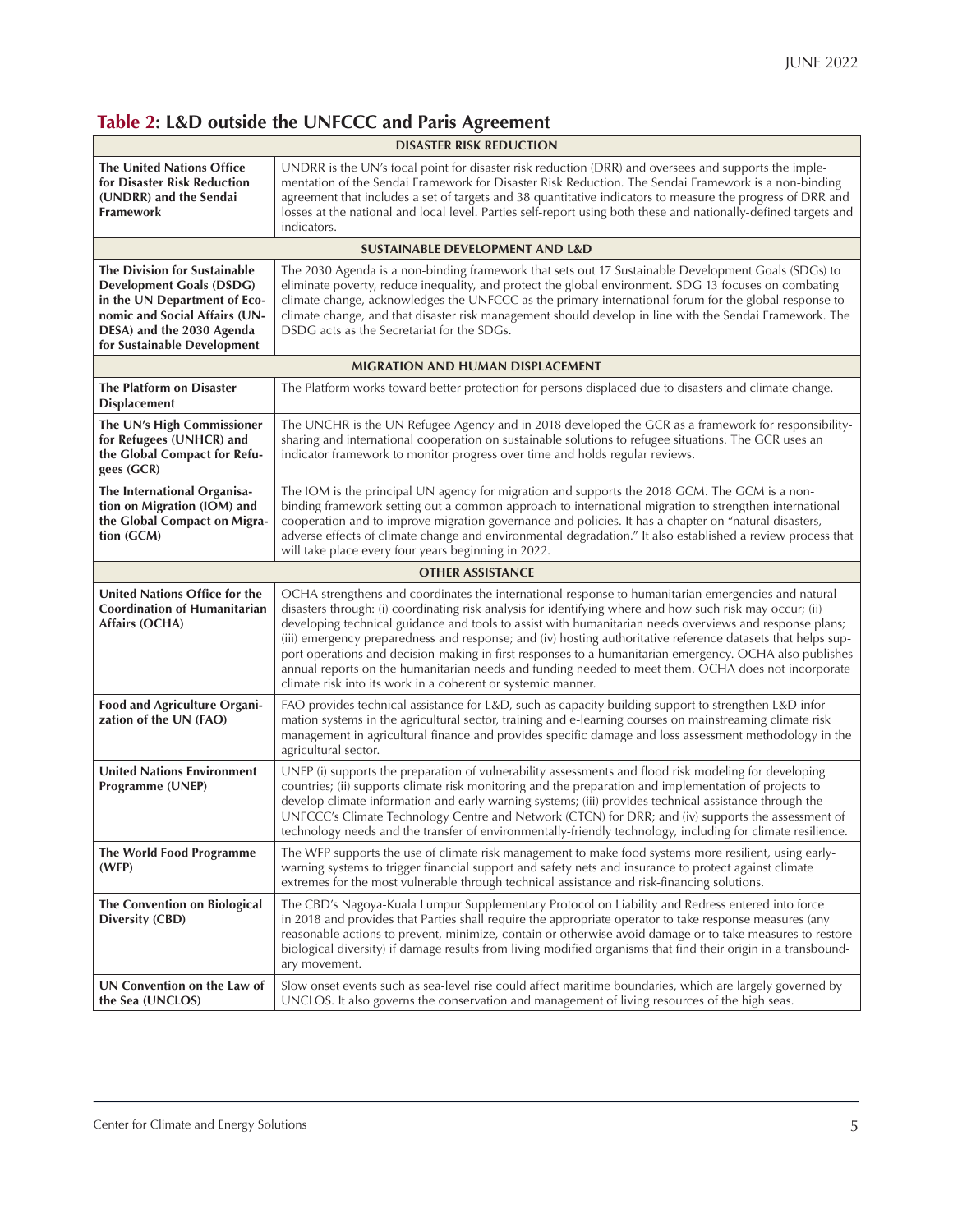## Table 2: L&D outside the UNFCCC and Paris Agreement

| DISASTER RISK REDUCTION | |
|---|---|
| **The United Nations Office for Disaster Risk Reduction (UNDRR) and the Sendai Framework** | UNDRR is the UN's focal point for disaster risk reduction (DRR) and oversees and supports the implementation of the Sendai Framework for Disaster Risk Reduction. The Sendai Framework is a non-binding agreement that includes a set of targets and 38 quantitative indicators to measure the progress of DRR and losses at the national and local level. Parties self-report using both these and nationally-defined targets and indicators. |
| **SUSTAINABLE DEVELOPMENT AND L&D** | |
| **The Division for Sustainable Development Goals (DSDG) in the UN Department of Economic and Social Affairs (UN-DESA) and the 2030 Agenda for Sustainable Development** | The 2030 Agenda is a non-binding framework that sets out 17 Sustainable Development Goals (SDGs) to eliminate poverty, reduce inequality, and protect the global environment. SDG 13 focuses on combating climate change, acknowledges the UNFCCC as the primary international forum for the global response to climate change, and that disaster risk management should develop in line with the Sendai Framework. The DSDG acts as the Secretariat for the SDGs. |
| **MIGRATION AND HUMAN DISPLACEMENT** | |
| **The Platform on Disaster Displacement** | The Platform works toward better protection for persons displaced due to disasters and climate change. |
| **The UN's High Commissioner for Refugees (UNHCR) and the Global Compact for Refugees (GCR)** | The UNCHR is the UN Refugee Agency and in 2018 developed the GCR as a framework for responsibility-sharing and international cooperation on sustainable solutions to refugee situations. The GCR uses an indicator framework to monitor progress over time and holds regular reviews. |
| **The International Organisation on Migration (IOM) and the Global Compact on Migration (GCM)** | The IOM is the principal UN agency for migration and supports the 2018 GCM. The GCM is a non-binding framework setting out a common approach to international migration to strengthen international cooperation and to improve migration governance and policies. It has a chapter on "natural disasters, adverse effects of climate change and environmental degradation." It also established a review process that will take place every four years beginning in 2022. |
| **OTHER ASSISTANCE** | |
| **United Nations Office for the Coordination of Humanitarian Affairs (OCHA)** | OCHA strengthens and coordinates the international response to humanitarian emergencies and natural disasters through: (i) coordinating risk analysis for identifying where and how such risk may occur; (ii) developing technical guidance and tools to assist with humanitarian needs overviews and response plans; (iii) emergency preparedness and response; and (iv) hosting authoritative reference datasets that helps support operations and decision-making in first responses to a humanitarian emergency. OCHA also publishes annual reports on the humanitarian needs and funding needed to meet them. OCHA does not incorporate climate risk into its work in a coherent or systemic manner. |
| **Food and Agriculture Organization of the UN (FAO)** | FAO provides technical assistance for L&D, such as capacity building support to strengthen L&D information systems in the agricultural sector, training and e-learning courses on mainstreaming climate risk management in agricultural finance and provides specific damage and loss assessment methodology in the agricultural sector. |
| **United Nations Environment Programme (UNEP)** | UNEP (i) supports the preparation of vulnerability assessments and flood risk modeling for developing countries; (ii) supports climate risk monitoring and the preparation and implementation of projects to develop climate information and early warning systems; (iii) provides technical assistance through the UNFCCC's Climate Technology Centre and Network (CTCN) for DRR; and (iv) supports the assessment of technology needs and the transfer of environmentally-friendly technology, including for climate resilience. |
| **The World Food Programme (WFP)** | The WFP supports the use of climate risk management to make food systems more resilient, using early-warning systems to trigger financial support and safety nets and insurance to protect against climate extremes for the most vulnerable through technical assistance and risk-financing solutions. |
| **The Convention on Biological Diversity (CBD)** | The CBD's Nagoya-Kuala Lumpur Supplementary Protocol on Liability and Redress entered into force in 2018 and provides that Parties shall require the appropriate operator to take response measures (any reasonable actions to prevent, minimize, contain or otherwise avoid damage or to take measures to restore biological diversity) if damage results from living modified organisms that find their origin in a transboundary movement. |
| **UN Convention on the Law of the Sea (UNCLOS)** | Slow onset events such as sea-level rise could affect maritime boundaries, which are largely governed by UNCLOS. It also governs the conservation and management of living resources of the high seas. |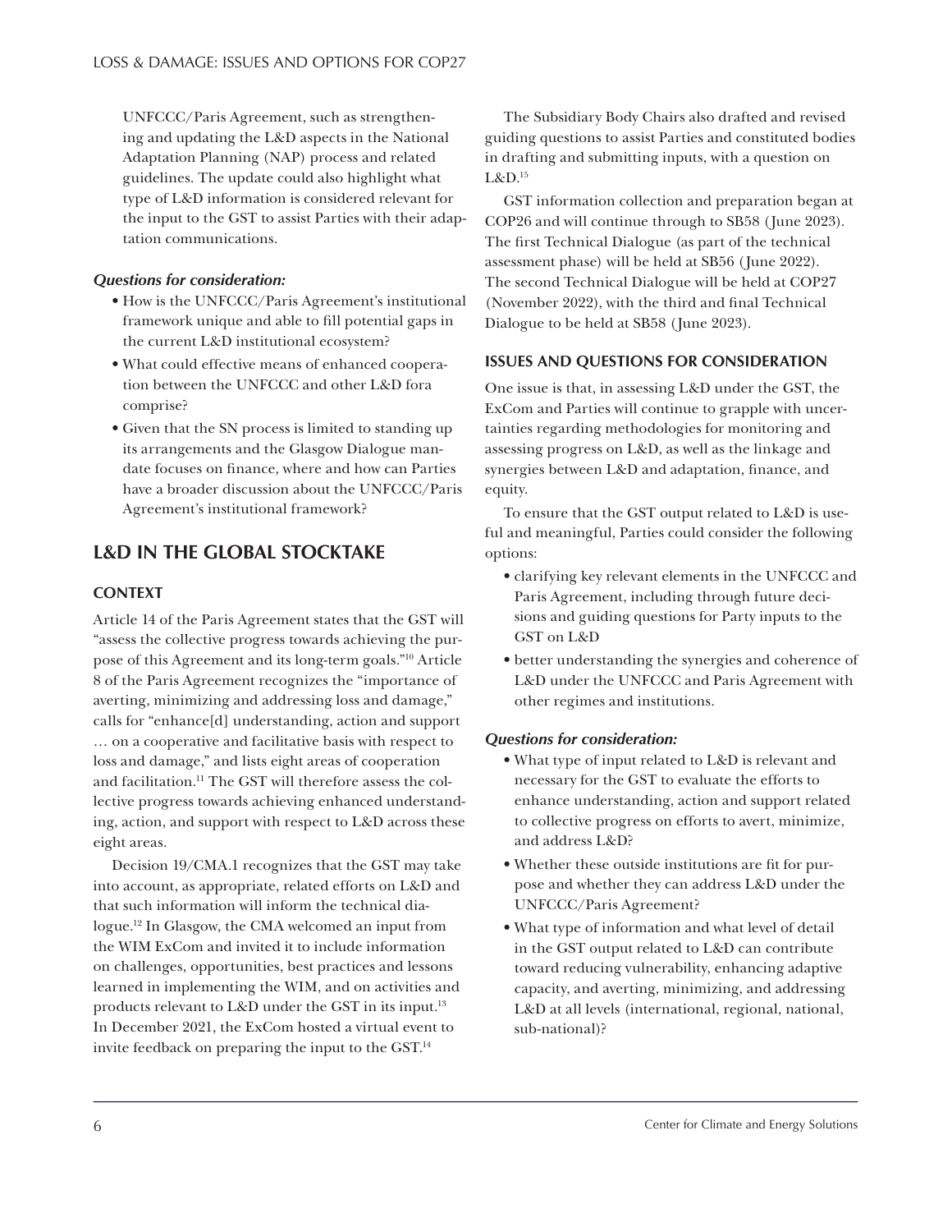UNFCCC/Paris Agreement, such as strengthening and updating the L&D aspects in the National Adaptation Planning (NAP) process and related guidelines. The update could also highlight what type of L&D information is considered relevant for the input to the GST to assist Parties with their adaptation communications.

***Questions for consideration:***

- How is the UNFCCC/Paris Agreement's institutional framework unique and able to fill potential gaps in the current L&D institutional ecosystem?
- What could effective means of enhanced cooperation between the UNFCCC and other L&D fora comprise?
- Given that the SN process is limited to standing up its arrangements and the Glasgow Dialogue mandate focuses on finance, where and how can Parties have a broader discussion about the UNFCCC/Paris Agreement's institutional framework?

## L&D IN THE GLOBAL STOCKTAKE

### CONTEXT

Article 14 of the Paris Agreement states that the GST will "assess the collective progress towards achieving the purpose of this Agreement and its long-term goals."[10] Article 8 of the Paris Agreement recognizes the "importance of averting, minimizing and addressing loss and damage," calls for "enhance[d] understanding, action and support … on a cooperative and facilitative basis with respect to loss and damage," and lists eight areas of cooperation and facilitation.[11] The GST will therefore assess the collective progress towards achieving enhanced understanding, action, and support with respect to L&D across these eight areas.

Decision 19/CMA.1 recognizes that the GST may take into account, as appropriate, related efforts on L&D and that such information will inform the technical dialogue.[12] In Glasgow, the CMA welcomed an input from the WIM ExCom and invited it to include information on challenges, opportunities, best practices and lessons learned in implementing the WIM, and on activities and products relevant to L&D under the GST in its input.[13] In December 2021, the ExCom hosted a virtual event to invite feedback on preparing the input to the GST.[14]

The Subsidiary Body Chairs also drafted and revised guiding questions to assist Parties and constituted bodies in drafting and submitting inputs, with a question on L&D.[15]

GST information collection and preparation began at COP26 and will continue through to SB58 (June 2023). The first Technical Dialogue (as part of the technical assessment phase) will be held at SB56 (June 2022). The second Technical Dialogue will be held at COP27 (November 2022), with the third and final Technical Dialogue to be held at SB58 (June 2023).

### ISSUES AND QUESTIONS FOR CONSIDERATION

One issue is that, in assessing L&D under the GST, the ExCom and Parties will continue to grapple with uncertainties regarding methodologies for monitoring and assessing progress on L&D, as well as the linkage and synergies between L&D and adaptation, finance, and equity.

To ensure that the GST output related to L&D is useful and meaningful, Parties could consider the following options:

- clarifying key relevant elements in the UNFCCC and Paris Agreement, including through future decisions and guiding questions for Party inputs to the GST on L&D
- better understanding the synergies and coherence of L&D under the UNFCCC and Paris Agreement with other regimes and institutions.

***Questions for consideration:***

- What type of input related to L&D is relevant and necessary for the GST to evaluate the efforts to enhance understanding, action and support related to collective progress on efforts to avert, minimize, and address L&D?
- Whether these outside institutions are fit for purpose and whether they can address L&D under the UNFCCC/Paris Agreement?
- What type of information and what level of detail in the GST output related to L&D can contribute toward reducing vulnerability, enhancing adaptive capacity, and averting, minimizing, and addressing L&D at all levels (international, regional, national, sub-national)?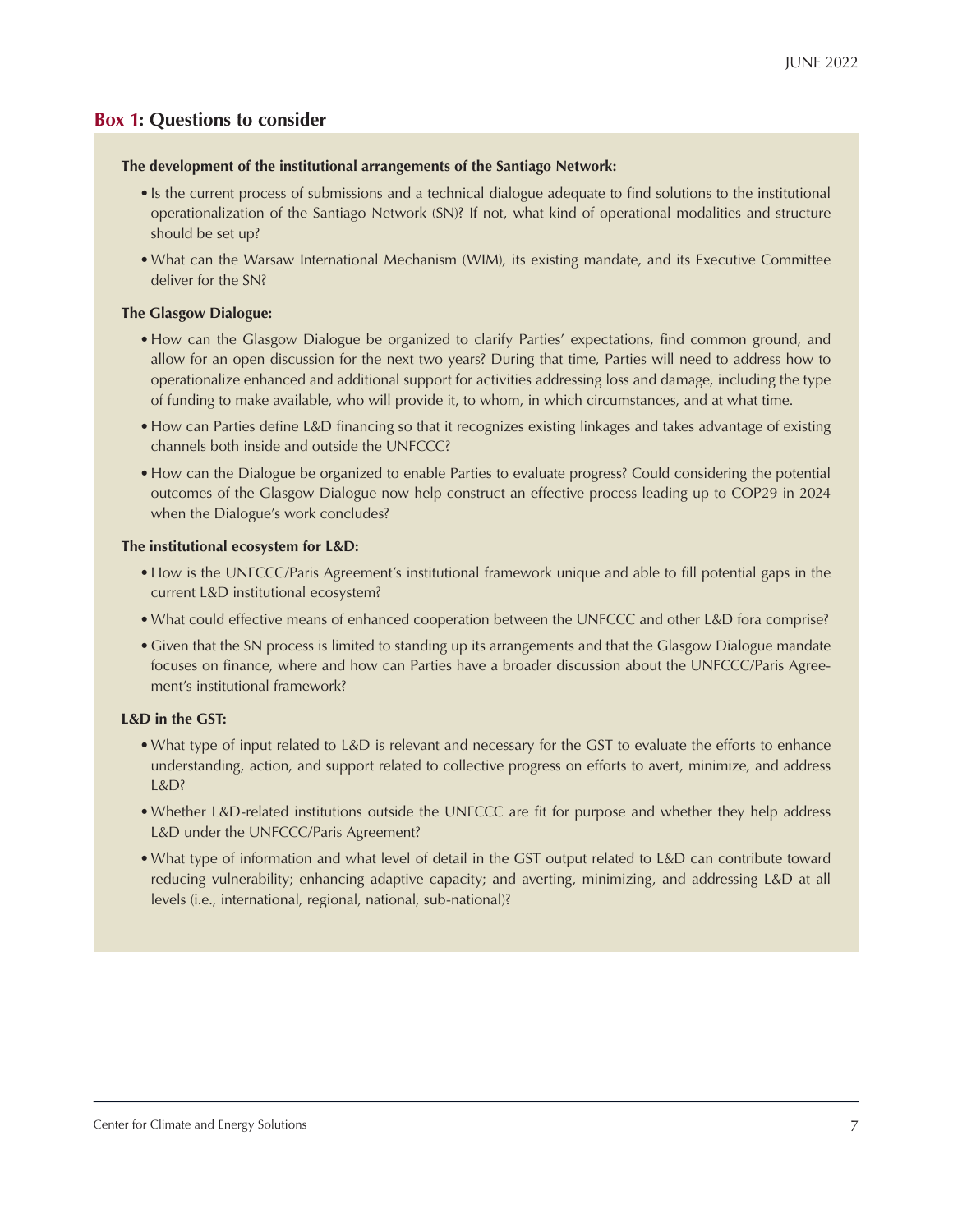## Box 1: Questions to consider

**The development of the institutional arrangements of the Santiago Network:**

- Is the current process of submissions and a technical dialogue adequate to find solutions to the institutional operationalization of the Santiago Network (SN)? If not, what kind of operational modalities and structure should be set up?
- What can the Warsaw International Mechanism (WIM), its existing mandate, and its Executive Committee deliver for the SN?

**The Glasgow Dialogue:**

- How can the Glasgow Dialogue be organized to clarify Parties' expectations, find common ground, and allow for an open discussion for the next two years? During that time, Parties will need to address how to operationalize enhanced and additional support for activities addressing loss and damage, including the type of funding to make available, who will provide it, to whom, in which circumstances, and at what time.
- How can Parties define L&D financing so that it recognizes existing linkages and takes advantage of existing channels both inside and outside the UNFCCC?
- How can the Dialogue be organized to enable Parties to evaluate progress? Could considering the potential outcomes of the Glasgow Dialogue now help construct an effective process leading up to COP29 in 2024 when the Dialogue's work concludes?

**The institutional ecosystem for L&D:**

- How is the UNFCCC/Paris Agreement's institutional framework unique and able to fill potential gaps in the current L&D institutional ecosystem?
- What could effective means of enhanced cooperation between the UNFCCC and other L&D fora comprise?
- Given that the SN process is limited to standing up its arrangements and that the Glasgow Dialogue mandate focuses on finance, where and how can Parties have a broader discussion about the UNFCCC/Paris Agreement's institutional framework?

**L&D in the GST:**

- What type of input related to L&D is relevant and necessary for the GST to evaluate the efforts to enhance understanding, action, and support related to collective progress on efforts to avert, minimize, and address L&D?
- Whether L&D-related institutions outside the UNFCCC are fit for purpose and whether they help address L&D under the UNFCCC/Paris Agreement?
- What type of information and what level of detail in the GST output related to L&D can contribute toward reducing vulnerability; enhancing adaptive capacity; and averting, minimizing, and addressing L&D at all levels (i.e., international, regional, national, sub-national)?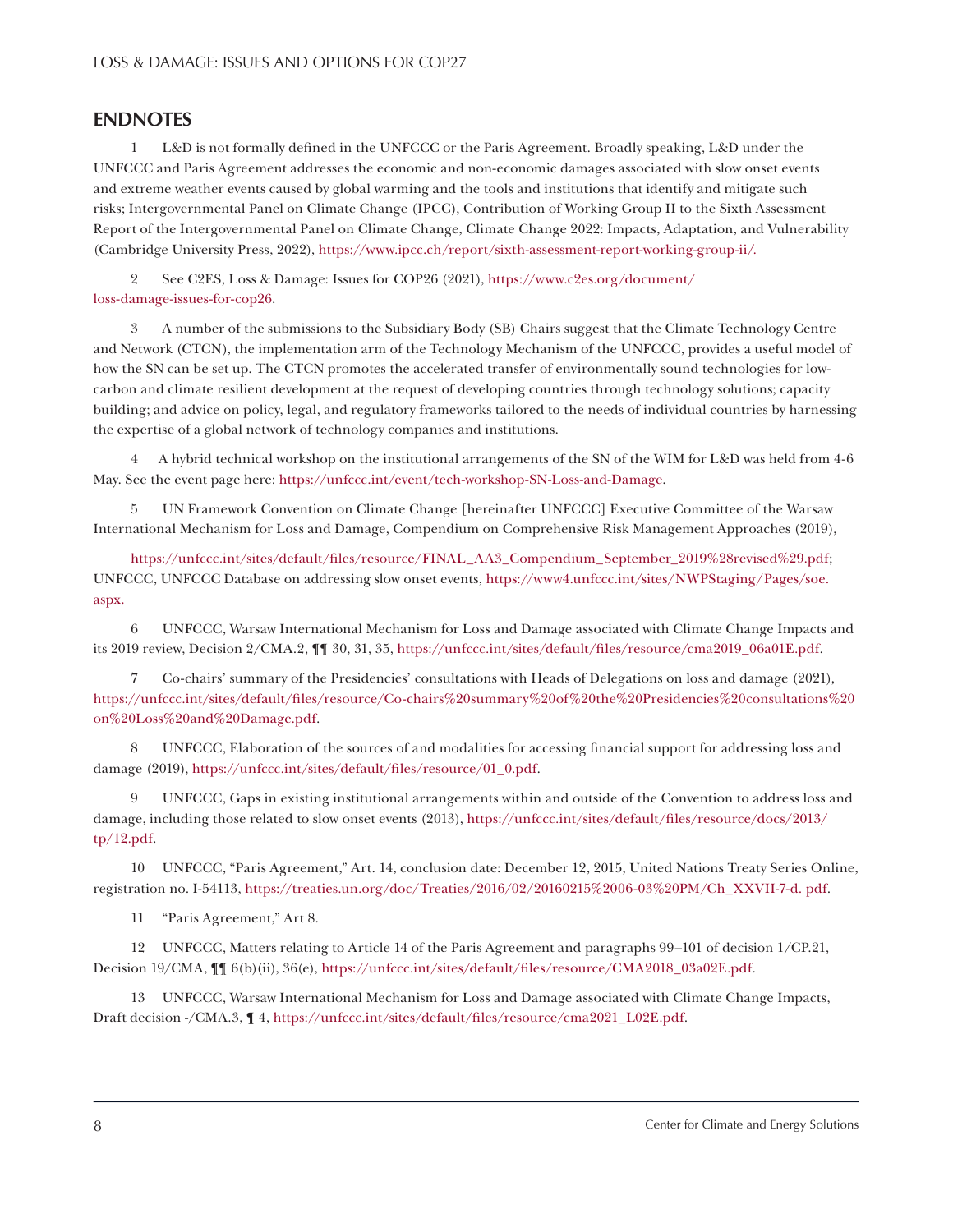## ENDNOTES

1 L&D is not formally defined in the UNFCCC or the Paris Agreement. Broadly speaking, L&D under the UNFCCC and Paris Agreement addresses the economic and non-economic damages associated with slow onset events and extreme weather events caused by global warming and the tools and institutions that identify and mitigate such risks; Intergovernmental Panel on Climate Change (IPCC), Contribution of Working Group II to the Sixth Assessment Report of the Intergovernmental Panel on Climate Change, Climate Change 2022: Impacts, Adaptation, and Vulnerability (Cambridge University Press, 2022), https://www.ipcc.ch/report/sixth-assessment-report-working-group-ii/.

2 See C2ES, Loss & Damage: Issues for COP26 (2021), https://www.c2es.org/document/loss-damage-issues-for-cop26.

3 A number of the submissions to the Subsidiary Body (SB) Chairs suggest that the Climate Technology Centre and Network (CTCN), the implementation arm of the Technology Mechanism of the UNFCCC, provides a useful model of how the SN can be set up. The CTCN promotes the accelerated transfer of environmentally sound technologies for low-carbon and climate resilient development at the request of developing countries through technology solutions; capacity building; and advice on policy, legal, and regulatory frameworks tailored to the needs of individual countries by harnessing the expertise of a global network of technology companies and institutions.

4 A hybrid technical workshop on the institutional arrangements of the SN of the WIM for L&D was held from 4-6 May. See the event page here: https://unfccc.int/event/tech-workshop-SN-Loss-and-Damage.

5 UN Framework Convention on Climate Change [hereinafter UNFCCC] Executive Committee of the Warsaw International Mechanism for Loss and Damage, Compendium on Comprehensive Risk Management Approaches (2019),

https://unfccc.int/sites/default/files/resource/FINAL_AA3_Compendium_September_2019%28revised%29.pdf; UNFCCC, UNFCCC Database on addressing slow onset events, https://www4.unfccc.int/sites/NWPStaging/Pages/soe.aspx.

6 UNFCCC, Warsaw International Mechanism for Loss and Damage associated with Climate Change Impacts and its 2019 review, Decision 2/CMA.2, ¶¶ 30, 31, 35, https://unfccc.int/sites/default/files/resource/cma2019_06a01E.pdf.

7 Co-chairs' summary of the Presidencies' consultations with Heads of Delegations on loss and damage (2021), https://unfccc.int/sites/default/files/resource/Co-chairs%20summary%20of%20the%20Presidencies%20consultations%20on%20Loss%20and%20Damage.pdf.

8 UNFCCC, Elaboration of the sources of and modalities for accessing financial support for addressing loss and damage (2019), https://unfccc.int/sites/default/files/resource/01_0.pdf.

9 UNFCCC, Gaps in existing institutional arrangements within and outside of the Convention to address loss and damage, including those related to slow onset events (2013), https://unfccc.int/sites/default/files/resource/docs/2013/tp/12.pdf.

10 UNFCCC, "Paris Agreement," Art. 14, conclusion date: December 12, 2015, United Nations Treaty Series Online, registration no. I-54113, https://treaties.un.org/doc/Treaties/2016/02/20160215%2006-03%20PM/Ch_XXVII-7-d. pdf.

11 "Paris Agreement," Art 8.

12 UNFCCC, Matters relating to Article 14 of the Paris Agreement and paragraphs 99–101 of decision 1/CP.21, Decision 19/CMA, ¶¶ 6(b)(ii), 36(e), https://unfccc.int/sites/default/files/resource/CMA2018_03a02E.pdf.

13 UNFCCC, Warsaw International Mechanism for Loss and Damage associated with Climate Change Impacts, Draft decision -/CMA.3, ¶ 4, https://unfccc.int/sites/default/files/resource/cma2021_L02E.pdf.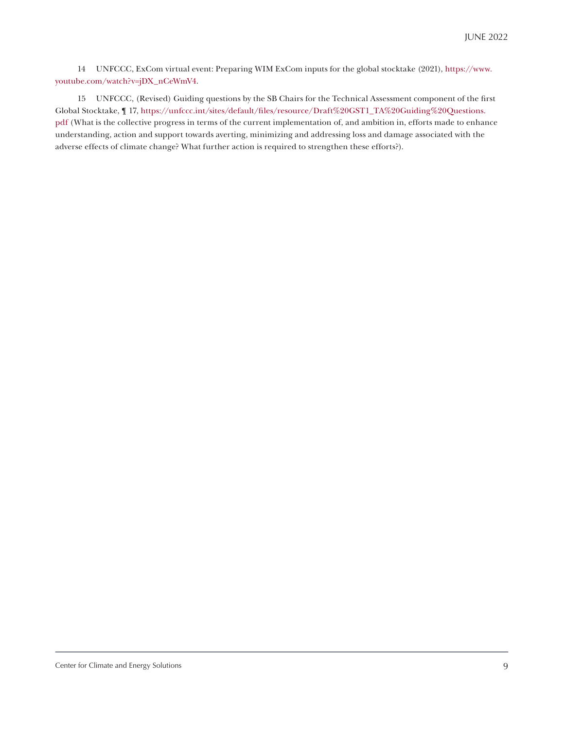14 UNFCCC, ExCom virtual event: Preparing WIM ExCom inputs for the global stocktake (2021), https://www.youtube.com/watch?v=jDX_nCeWmV4.

15 UNFCCC, (Revised) Guiding questions by the SB Chairs for the Technical Assessment component of the first Global Stocktake, ¶ 17, https://unfccc.int/sites/default/files/resource/Draft%20GST1_TA%20Guiding%20Questions.pdf (What is the collective progress in terms of the current implementation of, and ambition in, efforts made to enhance understanding, action and support towards averting, minimizing and addressing loss and damage associated with the adverse effects of climate change? What further action is required to strengthen these efforts?).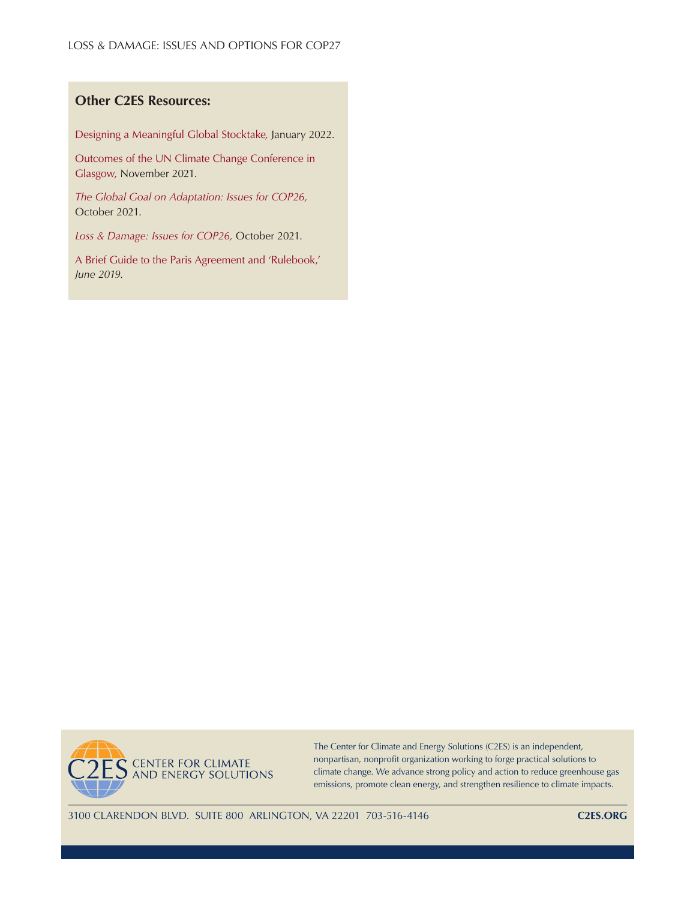## Other C2ES Resources:

Designing a Meaningful Global Stocktake, January 2022.

Outcomes of the UN Climate Change Conference in Glasgow, November 2021.

*The Global Goal on Adaptation: Issues for COP26,* October 2021.

*Loss & Damage: Issues for COP26,* October 2021.

A Brief Guide to the Paris Agreement and 'Rulebook,' *June 2019.*

C2ES CENTER FOR CLIMATE AND ENERGY SOLUTIONS

The Center for Climate and Energy Solutions (C2ES) is an independent, nonpartisan, nonprofit organization working to forge practical solutions to climate change. We advance strong policy and action to reduce greenhouse gas emissions, promote clean energy, and strengthen resilience to climate impacts.

3100 CLARENDON BLVD. SUITE 800 ARLINGTON, VA 22201 703-516-4146

**C2ES.ORG**